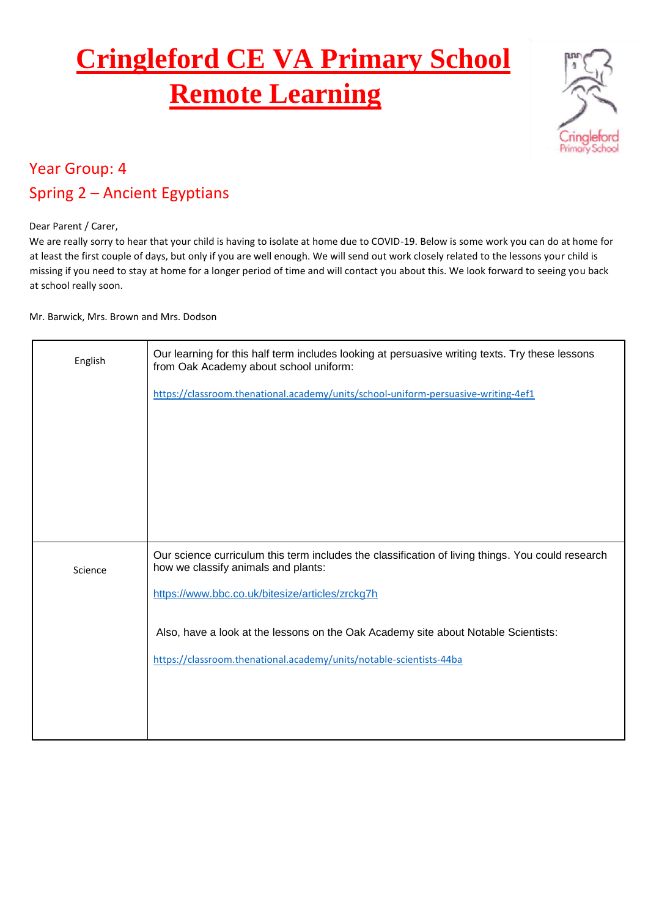# Cringleford CE VA Primary School Remote Learning

## Year Group: 4

## Spring 2 – Ancient Egyptians

Dear Parent / Carer,

We are really sorry to hear that your child is having to isolate at home due to COVID-19. Below is some work you can do at home for at least the first couple of days, but only if you are well enough. We will send out work closely related to the lessons your child is missing if you need to stay at home for a longer period of time and will contact you about this. We look forward to seeing you back at school really soon.

Mr. Barwick, Mrs. Brown and Mrs. Dodson

| | |
|---|---|
| English | Our learning for this half term includes looking at persuasive writing texts. Try these lessons from Oak Academy about school uniform:<br><br>https://classroom.thenational.academy/units/school-uniform-persuasive-writing-4ef1 |
| Science | Our science curriculum this term includes the classification of living things. You could research how we classify animals and plants:<br><br>https://www.bbc.co.uk/bitesize/articles/zrckg7h<br><br>Also, have a look at the lessons on the Oak Academy site about Notable Scientists:<br><br>https://classroom.thenational.academy/units/notable-scientists-44ba |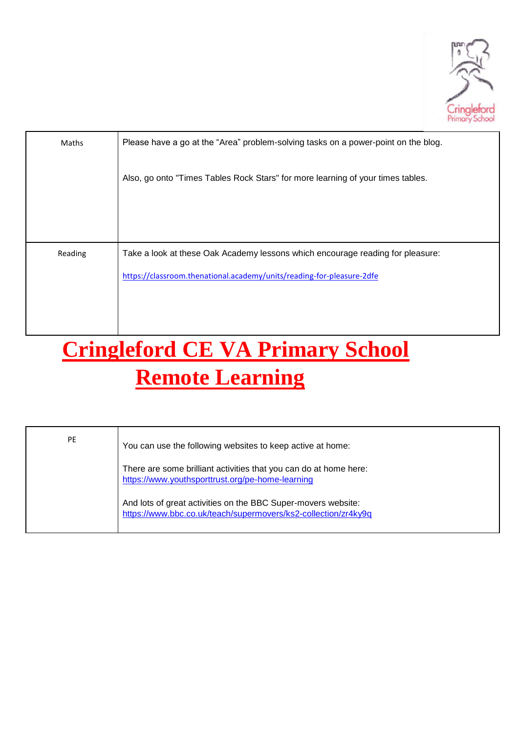| Maths | Please have a go at the “Area” problem-solving tasks on a power-point on the blog.<br><br>Also, go onto "Times Tables Rock Stars" for more learning of your times tables. |
| --- | --- |
| Reading | Take a look at these Oak Academy lessons which encourage reading for pleasure:<br><br>https://classroom.thenational.academy/units/reading-for-pleasure-2dfe |

# Cringleford CE VA Primary School

# Remote Learning

| PE | You can use the following websites to keep active at home:<br><br>There are some brilliant activities that you can do at home here: https://www.youthsporttrust.org/pe-home-learning<br><br>And lots of great activities on the BBC Super-movers website: https://www.bbc.co.uk/teach/supermovers/ks2-collection/zr4ky9q |
| --- | --- |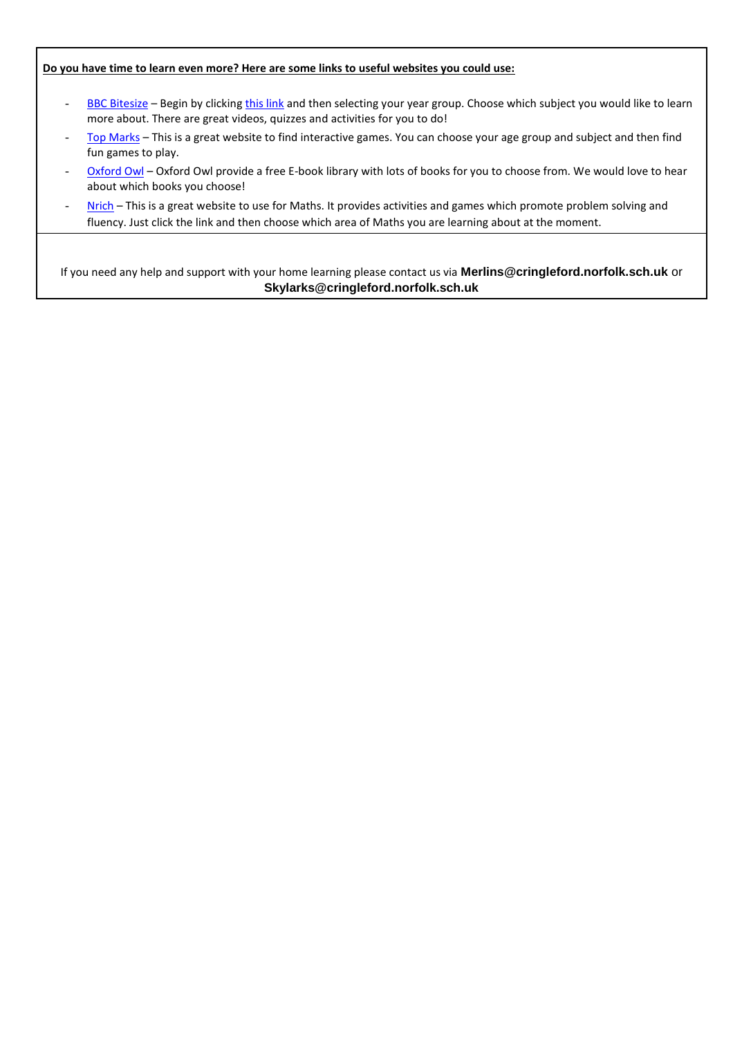**Do you have time to learn even more? Here are some links to useful websites you could use:**

- BBC Bitesize – Begin by clicking this link and then selecting your year group. Choose which subject you would like to learn more about. There are great videos, quizzes and activities for you to do!
- Top Marks – This is a great website to find interactive games. You can choose your age group and subject and then find fun games to play.
- Oxford Owl – Oxford Owl provide a free E-book library with lots of books for you to choose from. We would love to hear about which books you choose!
- Nrich – This is a great website to use for Maths. It provides activities and games which promote problem solving and fluency. Just click the link and then choose which area of Maths you are learning about at the moment.

If you need any help and support with your home learning please contact us via **Merlins@cringleford.norfolk.sch.uk** or **Skylarks@cringleford.norfolk.sch.uk**